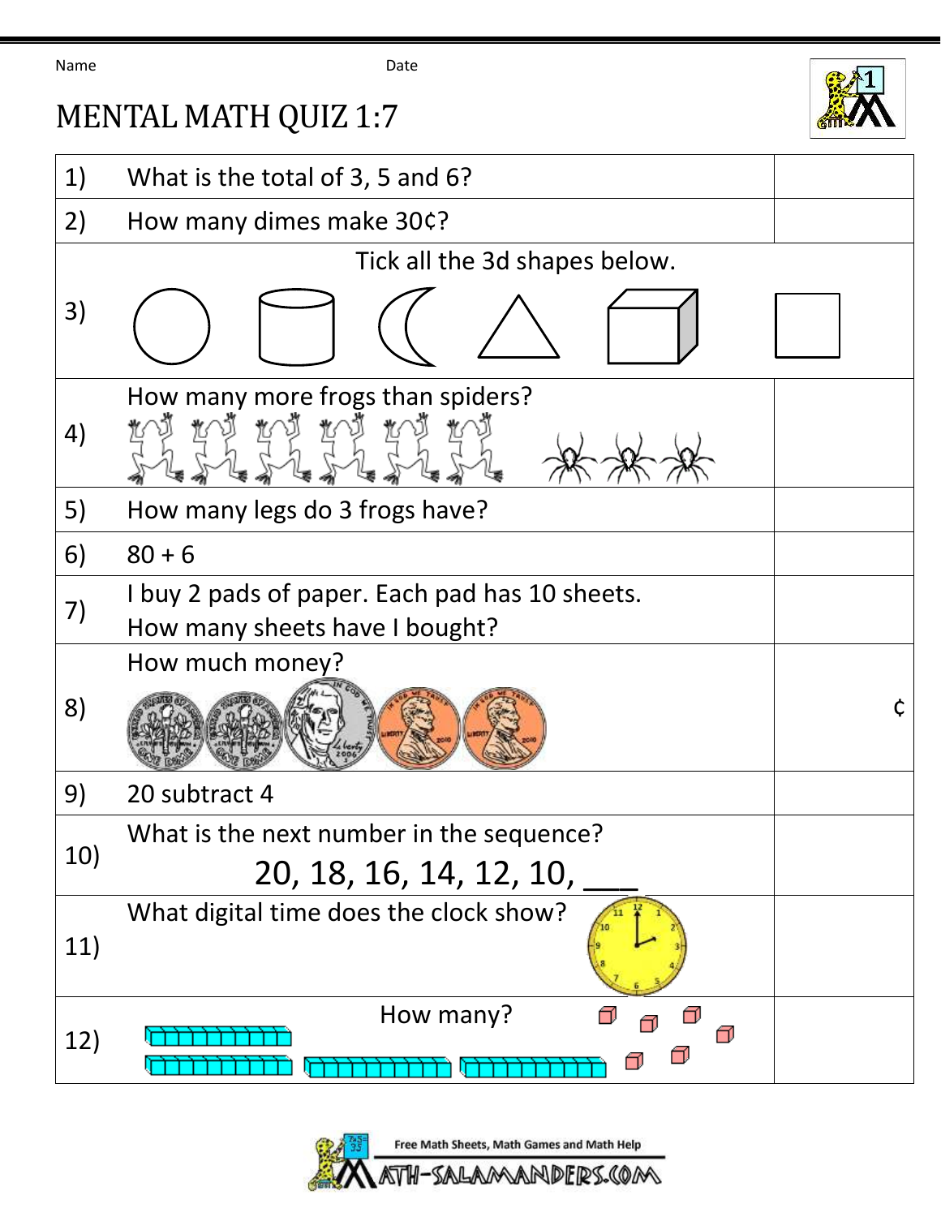Name                                        Date

# MENTAL MATH QUIZ 1:7

| | | |
|---|---|---|
| 1) | What is the total of 3, 5 and 6? | |
| 2) | How many dimes make 30¢? | |
| 3) | Tick all the 3d shapes below. | |
| 4) | How many more frogs than spiders? | |
| 5) | How many legs do 3 frogs have? | |
| 6) | 80 + 6 | |
| 7) | I buy 2 pads of paper. Each pad has 10 sheets. How many sheets have I bought? | |
| 8) | How much money? | ¢ |
| 9) | 20 subtract 4 | |
| 10) | What is the next number in the sequence? 20, 18, 16, 14, 12, 10, ___ | |
| 11) | What digital time does the clock show? | |
| 12) | How many? | |

Free Math Sheets, Math Games and Math Help

MATH-SALAMANDERS.COM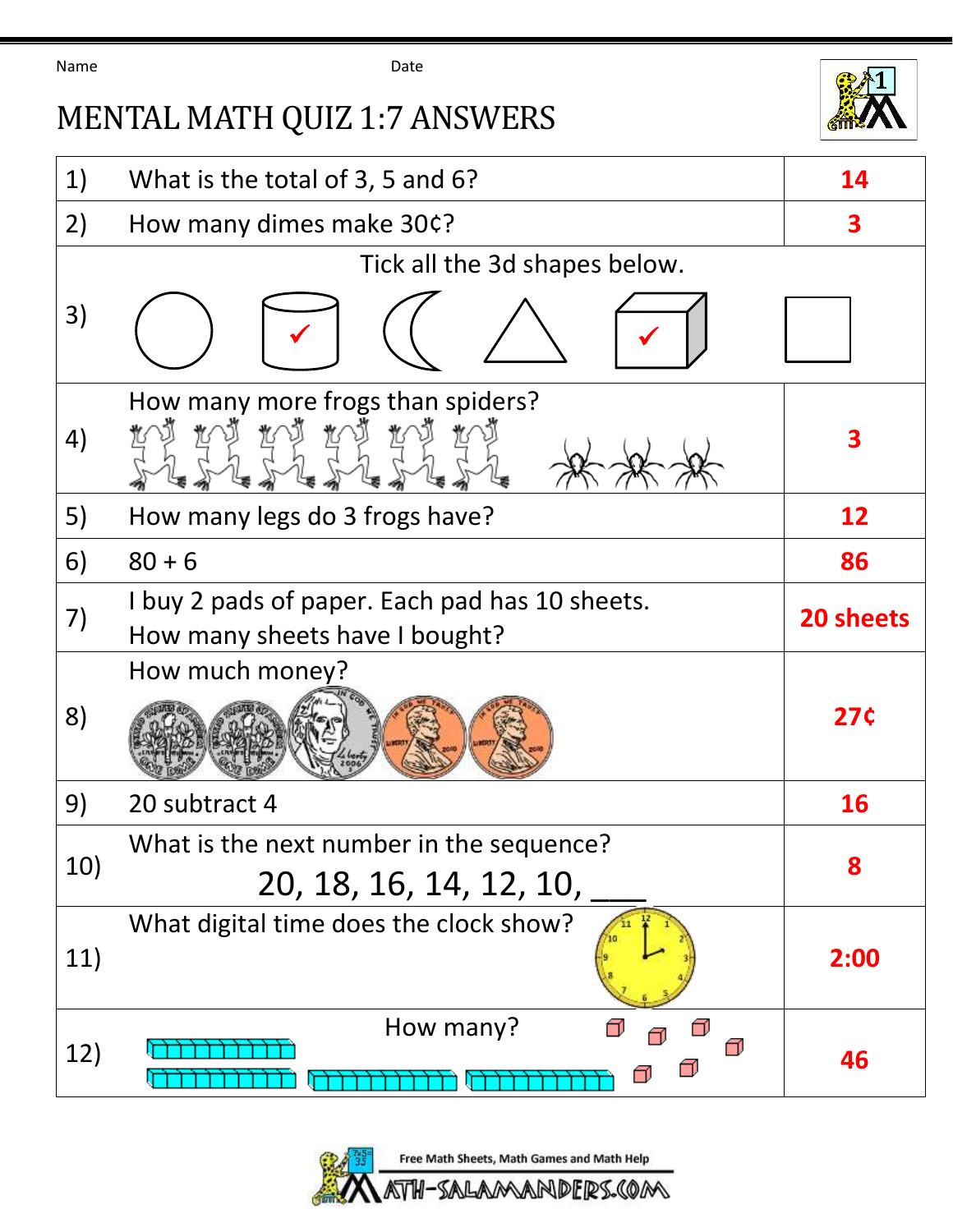Name Date

# MENTAL MATH QUIZ 1:7 ANSWERS

| | | |
|---|---|---|
| 1) | What is the total of 3, 5 and 6? | **14** |
| 2) | How many dimes make 30¢? | **3** |
| 3) | Tick all the 3d shapes below. | |
| 4) | How many more frogs than spiders? | **3** |
| 5) | How many legs do 3 frogs have? | **12** |
| 6) | 80 + 6 | **86** |
| 7) | I buy 2 pads of paper. Each pad has 10 sheets. How many sheets have I bought? | **20 sheets** |
| 8) | How much money? | **27¢** |
| 9) | 20 subtract 4 | **16** |
| 10) | What is the next number in the sequence? 20, 18, 16, 14, 12, 10, ___ | **8** |
| 11) | What digital time does the clock show? | **2:00** |
| 12) | How many? | **46** |

Free Math Sheets, Math Games and Math Help

MATH-SALAMANDERS.COM